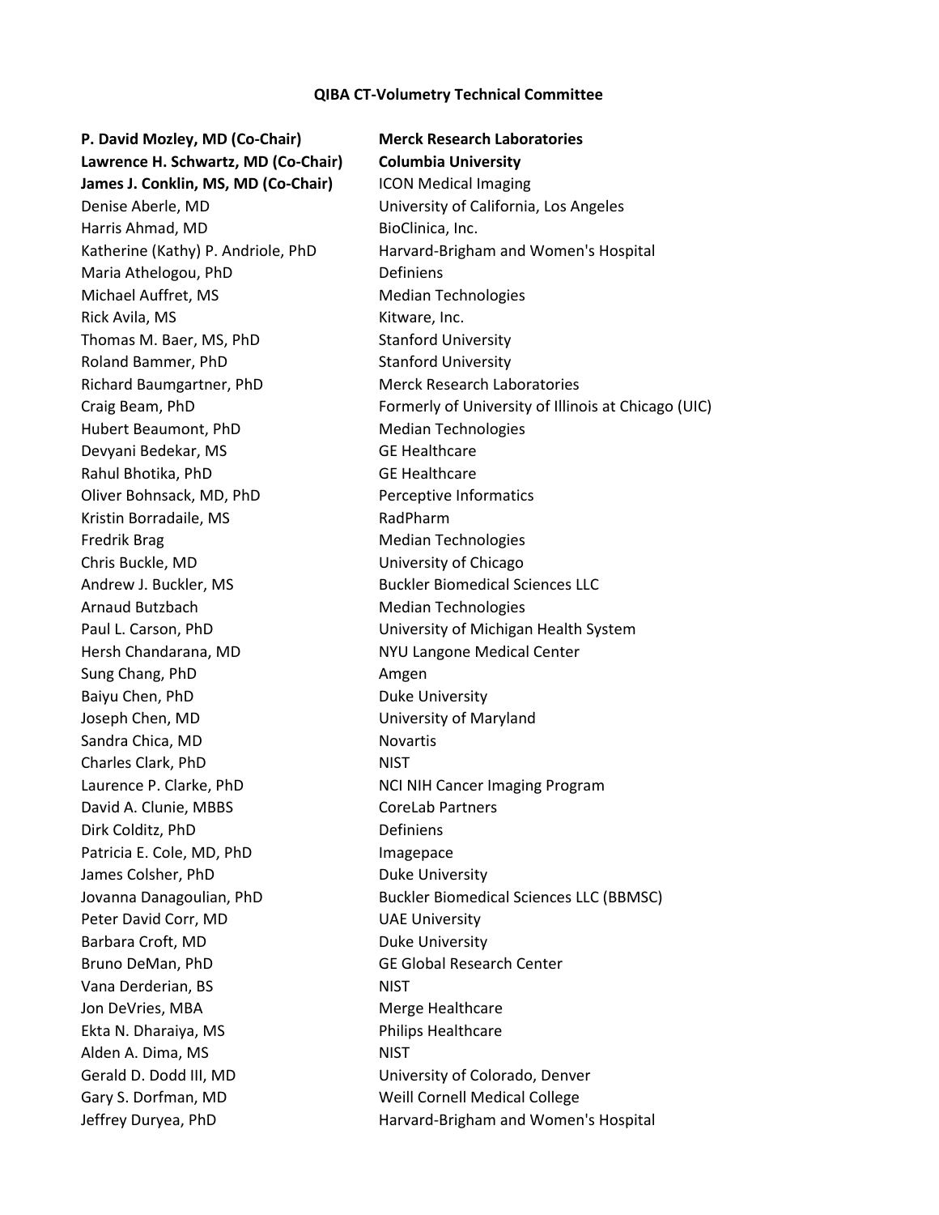**QIBA CT-Volumetry Technical Committee**

| | |
|---|---|
| **P. David Mozley, MD (Co-Chair)** | **Merck Research Laboratories** |
| **Lawrence H. Schwartz, MD (Co-Chair)** | **Columbia University** |
| **James J. Conklin, MS, MD (Co-Chair)** | ICON Medical Imaging |
| Denise Aberle, MD | University of California, Los Angeles |
| Harris Ahmad, MD | BioClinica, Inc. |
| Katherine (Kathy) P. Andriole, PhD | Harvard-Brigham and Women's Hospital |
| Maria Athelogou, PhD | Definiens |
| Michael Auffret, MS | Median Technologies |
| Rick Avila, MS | Kitware, Inc. |
| Thomas M. Baer, MS, PhD | Stanford University |
| Roland Bammer, PhD | Stanford University |
| Richard Baumgartner, PhD | Merck Research Laboratories |
| Craig Beam, PhD | Formerly of University of Illinois at Chicago (UIC) |
| Hubert Beaumont, PhD | Median Technologies |
| Devyani Bedekar, MS | GE Healthcare |
| Rahul Bhotika, PhD | GE Healthcare |
| Oliver Bohnsack, MD, PhD | Perceptive Informatics |
| Kristin Borradaile, MS | RadPharm |
| Fredrik Brag | Median Technologies |
| Chris Buckle, MD | University of Chicago |
| Andrew J. Buckler, MS | Buckler Biomedical Sciences LLC |
| Arnaud Butzbach | Median Technologies |
| Paul L. Carson, PhD | University of Michigan Health System |
| Hersh Chandarana, MD | NYU Langone Medical Center |
| Sung Chang, PhD | Amgen |
| Baiyu Chen, PhD | Duke University |
| Joseph Chen, MD | University of Maryland |
| Sandra Chica, MD | Novartis |
| Charles Clark, PhD | NIST |
| Laurence P. Clarke, PhD | NCI NIH Cancer Imaging Program |
| David A. Clunie, MBBS | CoreLab Partners |
| Dirk Colditz, PhD | Definiens |
| Patricia E. Cole, MD, PhD | Imagepace |
| James Colsher, PhD | Duke University |
| Jovanna Danagoulian, PhD | Buckler Biomedical Sciences LLC (BBMSC) |
| Peter David Corr, MD | UAE University |
| Barbara Croft, MD | Duke University |
| Bruno DeMan, PhD | GE Global Research Center |
| Vana Derderian, BS | NIST |
| Jon DeVries, MBA | Merge Healthcare |
| Ekta N. Dharaiya, MS | Philips Healthcare |
| Alden A. Dima, MS | NIST |
| Gerald D. Dodd III, MD | University of Colorado, Denver |
| Gary S. Dorfman, MD | Weill Cornell Medical College |
| Jeffrey Duryea, PhD | Harvard-Brigham and Women's Hospital |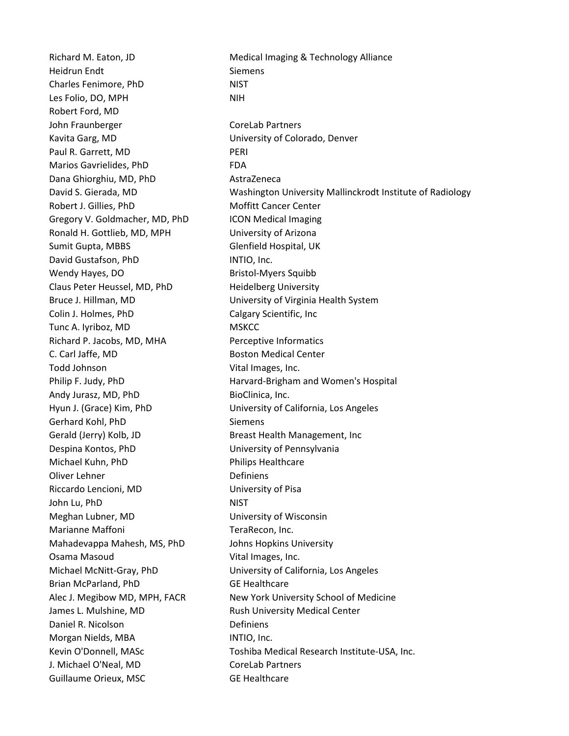| | |
|---|---|
| Richard M. Eaton, JD | Medical Imaging & Technology Alliance |
| Heidrun Endt | Siemens |
| Charles Fenimore, PhD | NIST |
| Les Folio, DO, MPH | NIH |
| Robert Ford, MD | |
| John Fraunberger | CoreLab Partners |
| Kavita Garg, MD | University of Colorado, Denver |
| Paul R. Garrett, MD | PERI |
| Marios Gavrielides, PhD | FDA |
| Dana Ghiorghiu, MD, PhD | AstraZeneca |
| David S. Gierada, MD | Washington University Mallinckrodt Institute of Radiology |
| Robert J. Gillies, PhD | Moffitt Cancer Center |
| Gregory V. Goldmacher, MD, PhD | ICON Medical Imaging |
| Ronald H. Gottlieb, MD, MPH | University of Arizona |
| Sumit Gupta, MBBS | Glenfield Hospital, UK |
| David Gustafson, PhD | INTIO, Inc. |
| Wendy Hayes, DO | Bristol-Myers Squibb |
| Claus Peter Heussel, MD, PhD | Heidelberg University |
| Bruce J. Hillman, MD | University of Virginia Health System |
| Colin J. Holmes, PhD | Calgary Scientific, Inc |
| Tunc A. Iyriboz, MD | MSKCC |
| Richard P. Jacobs, MD, MHA | Perceptive Informatics |
| C. Carl Jaffe, MD | Boston Medical Center |
| Todd Johnson | Vital Images, Inc. |
| Philip F. Judy, PhD | Harvard-Brigham and Women's Hospital |
| Andy Jurasz, MD, PhD | BioClinica, Inc. |
| Hyun J. (Grace) Kim, PhD | University of California, Los Angeles |
| Gerhard Kohl, PhD | Siemens |
| Gerald (Jerry) Kolb, JD | Breast Health Management, Inc |
| Despina Kontos, PhD | University of Pennsylvania |
| Michael Kuhn, PhD | Philips Healthcare |
| Oliver Lehner | Definiens |
| Riccardo Lencioni, MD | University of Pisa |
| John Lu, PhD | NIST |
| Meghan Lubner, MD | University of Wisconsin |
| Marianne Maffoni | TeraRecon, Inc. |
| Mahadevappa Mahesh, MS, PhD | Johns Hopkins University |
| Osama Masoud | Vital Images, Inc. |
| Michael McNitt-Gray, PhD | University of California, Los Angeles |
| Brian McParland, PhD | GE Healthcare |
| Alec J. Megibow MD, MPH, FACR | New York University School of Medicine |
| James L. Mulshine, MD | Rush University Medical Center |
| Daniel R. Nicolson | Definiens |
| Morgan Nields, MBA | INTIO, Inc. |
| Kevin O'Donnell, MASc | Toshiba Medical Research Institute-USA, Inc. |
| J. Michael O'Neal, MD | CoreLab Partners |
| Guillaume Orieux, MSC | GE Healthcare |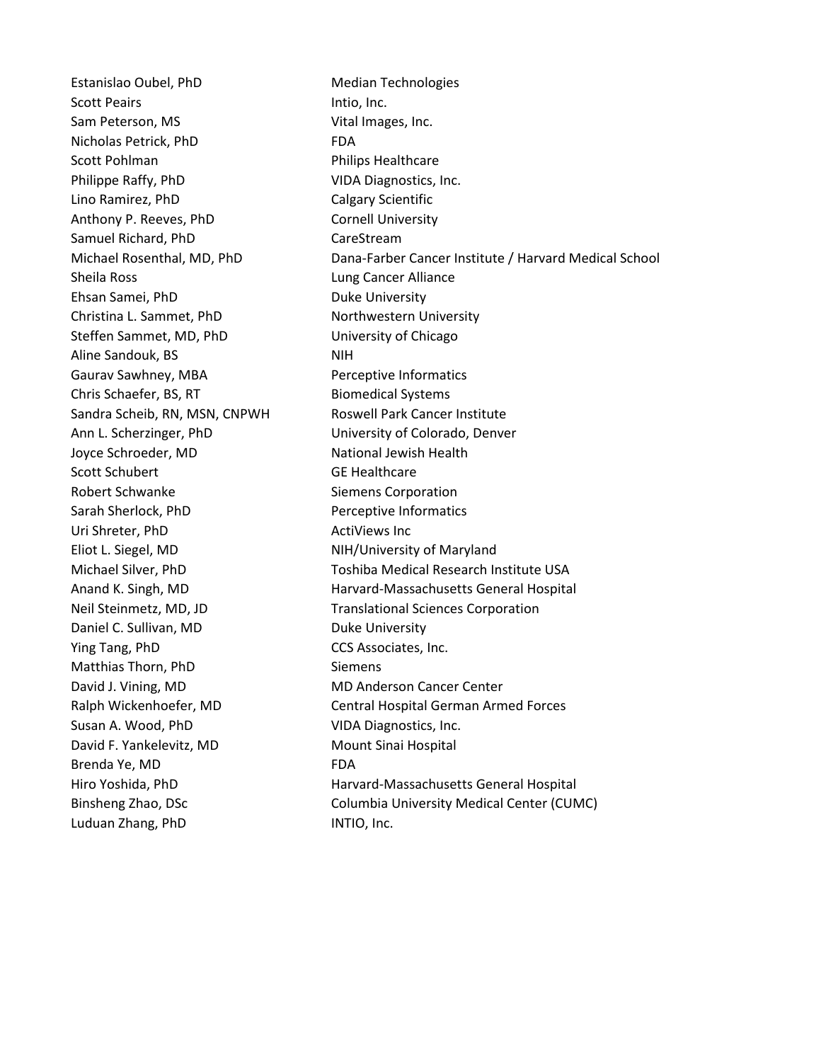| | |
|---|---|
| Estanislao Oubel, PhD | Median Technologies |
| Scott Peairs | Intio, Inc. |
| Sam Peterson, MS | Vital Images, Inc. |
| Nicholas Petrick, PhD | FDA |
| Scott Pohlman | Philips Healthcare |
| Philippe Raffy, PhD | VIDA Diagnostics, Inc. |
| Lino Ramirez, PhD | Calgary Scientific |
| Anthony P. Reeves, PhD | Cornell University |
| Samuel Richard, PhD | CareStream |
| Michael Rosenthal, MD, PhD | Dana-Farber Cancer Institute / Harvard Medical School |
| Sheila Ross | Lung Cancer Alliance |
| Ehsan Samei, PhD | Duke University |
| Christina L. Sammet, PhD | Northwestern University |
| Steffen Sammet, MD, PhD | University of Chicago |
| Aline Sandouk, BS | NIH |
| Gaurav Sawhney, MBA | Perceptive Informatics |
| Chris Schaefer, BS, RT | Biomedical Systems |
| Sandra Scheib, RN, MSN, CNPWH | Roswell Park Cancer Institute |
| Ann L. Scherzinger, PhD | University of Colorado, Denver |
| Joyce Schroeder, MD | National Jewish Health |
| Scott Schubert | GE Healthcare |
| Robert Schwanke | Siemens Corporation |
| Sarah Sherlock, PhD | Perceptive Informatics |
| Uri Shreter, PhD | ActiViews Inc |
| Eliot L. Siegel, MD | NIH/University of Maryland |
| Michael Silver, PhD | Toshiba Medical Research Institute USA |
| Anand K. Singh, MD | Harvard-Massachusetts General Hospital |
| Neil Steinmetz, MD, JD | Translational Sciences Corporation |
| Daniel C. Sullivan, MD | Duke University |
| Ying Tang, PhD | CCS Associates, Inc. |
| Matthias Thorn, PhD | Siemens |
| David J. Vining, MD | MD Anderson Cancer Center |
| Ralph Wickenhoefer, MD | Central Hospital German Armed Forces |
| Susan A. Wood, PhD | VIDA Diagnostics, Inc. |
| David F. Yankelevitz, MD | Mount Sinai Hospital |
| Brenda Ye, MD | FDA |
| Hiro Yoshida, PhD | Harvard-Massachusetts General Hospital |
| Binsheng Zhao, DSc | Columbia University Medical Center (CUMC) |
| Luduan Zhang, PhD | INTIO, Inc. |